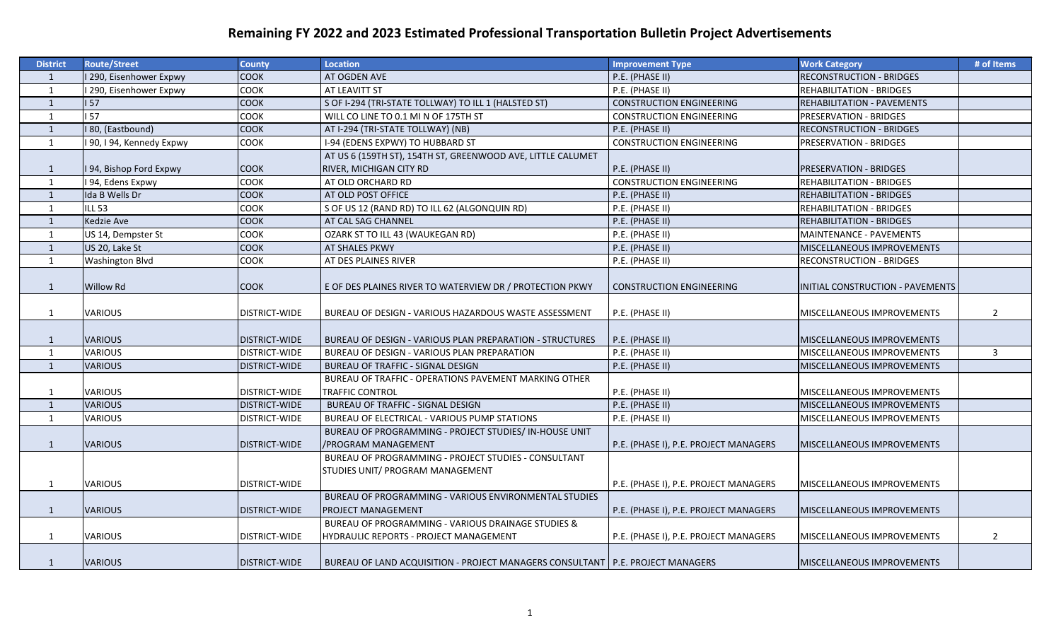# Remaining FY 2022 and 2023 Estimated Professional Transportation Bulletin Project Advertisements

| District | Route/Street | County | Location | Improvement Type | Work Category | # of Items |
|---|---|---|---|---|---|---|
| 1 | I 290, Eisenhower Expwy | COOK | AT OGDEN AVE | P.E. (PHASE II) | RECONSTRUCTION - BRIDGES | |
| 1 | I 290, Eisenhower Expwy | COOK | AT LEAVITT ST | P.E. (PHASE II) | REHABILITATION - BRIDGES | |
| 1 | I 57 | COOK | S OF I-294 (TRI-STATE TOLLWAY) TO ILL 1 (HALSTED ST) | CONSTRUCTION ENGINEERING | REHABILITATION - PAVEMENTS | |
| 1 | I 57 | COOK | WILL CO LINE TO 0.1 MI N OF 175TH ST | CONSTRUCTION ENGINEERING | PRESERVATION - BRIDGES | |
| 1 | I 80, (Eastbound) | COOK | AT I-294 (TRI-STATE TOLLWAY) (NB) | P.E. (PHASE II) | RECONSTRUCTION - BRIDGES | |
| 1 | I 90, I 94, Kennedy Expwy | COOK | I-94 (EDENS EXPWY) TO HUBBARD ST | CONSTRUCTION ENGINEERING | PRESERVATION - BRIDGES | |
| 1 | I 94, Bishop Ford Expwy | COOK | AT US 6 (159TH ST), 154TH ST, GREENWOOD AVE, LITTLE CALUMET RIVER, MICHIGAN CITY RD | P.E. (PHASE II) | PRESERVATION - BRIDGES | |
| 1 | I 94, Edens Expwy | COOK | AT OLD ORCHARD RD | CONSTRUCTION ENGINEERING | REHABILITATION - BRIDGES | |
| 1 | Ida B Wells Dr | COOK | AT OLD POST OFFICE | P.E. (PHASE II) | REHABILITATION - BRIDGES | |
| 1 | ILL 53 | COOK | S OF US 12 (RAND RD) TO ILL 62 (ALGONQUIN RD) | P.E. (PHASE II) | REHABILITATION - BRIDGES | |
| 1 | Kedzie Ave | COOK | AT CAL SAG CHANNEL | P.E. (PHASE II) | REHABILITATION - BRIDGES | |
| 1 | US 14, Dempster St | COOK | OZARK ST TO ILL 43 (WAUKEGAN RD) | P.E. (PHASE II) | MAINTENANCE - PAVEMENTS | |
| 1 | US 20, Lake St | COOK | AT SHALES PKWY | P.E. (PHASE II) | MISCELLANEOUS IMPROVEMENTS | |
| 1 | Washington Blvd | COOK | AT DES PLAINES RIVER | P.E. (PHASE II) | RECONSTRUCTION - BRIDGES | |
| 1 | Willow Rd | COOK | E OF DES PLAINES RIVER TO WATERVIEW DR / PROTECTION PKWY | CONSTRUCTION ENGINEERING | INITIAL CONSTRUCTION - PAVEMENTS | |
| 1 | VARIOUS | DISTRICT-WIDE | BUREAU OF DESIGN - VARIOUS HAZARDOUS WASTE ASSESSMENT | P.E. (PHASE II) | MISCELLANEOUS IMPROVEMENTS | 2 |
| 1 | VARIOUS | DISTRICT-WIDE | BUREAU OF DESIGN - VARIOUS PLAN PREPARATION - STRUCTURES | P.E. (PHASE II) | MISCELLANEOUS IMPROVEMENTS | |
| 1 | VARIOUS | DISTRICT-WIDE | BUREAU OF DESIGN - VARIOUS PLAN PREPARATION | P.E. (PHASE II) | MISCELLANEOUS IMPROVEMENTS | 3 |
| 1 | VARIOUS | DISTRICT-WIDE | BUREAU OF TRAFFIC - SIGNAL DESIGN | P.E. (PHASE II) | MISCELLANEOUS IMPROVEMENTS | |
| 1 | VARIOUS | DISTRICT-WIDE | BUREAU OF TRAFFIC - OPERATIONS PAVEMENT MARKING OTHER TRAFFIC CONTROL | P.E. (PHASE II) | MISCELLANEOUS IMPROVEMENTS | |
| 1 | VARIOUS | DISTRICT-WIDE | BUREAU OF TRAFFIC - SIGNAL DESIGN | P.E. (PHASE II) | MISCELLANEOUS IMPROVEMENTS | |
| 1 | VARIOUS | DISTRICT-WIDE | BUREAU OF ELECTRICAL - VARIOUS PUMP STATIONS | P.E. (PHASE II) | MISCELLANEOUS IMPROVEMENTS | |
| 1 | VARIOUS | DISTRICT-WIDE | BUREAU OF PROGRAMMING - PROJECT STUDIES/ IN-HOUSE UNIT /PROGRAM MANAGEMENT | P.E. (PHASE I), P.E. PROJECT MANAGERS | MISCELLANEOUS IMPROVEMENTS | |
| 1 | VARIOUS | DISTRICT-WIDE | BUREAU OF PROGRAMMING - PROJECT STUDIES - CONSULTANT STUDIES UNIT/ PROGRAM MANAGEMENT | P.E. (PHASE I), P.E. PROJECT MANAGERS | MISCELLANEOUS IMPROVEMENTS | |
| 1 | VARIOUS | DISTRICT-WIDE | BUREAU OF PROGRAMMING - VARIOUS ENVIRONMENTAL STUDIES PROJECT MANAGEMENT | P.E. (PHASE I), P.E. PROJECT MANAGERS | MISCELLANEOUS IMPROVEMENTS | |
| 1 | VARIOUS | DISTRICT-WIDE | BUREAU OF PROGRAMMING - VARIOUS DRAINAGE STUDIES & HYDRAULIC REPORTS - PROJECT MANAGEMENT | P.E. (PHASE I), P.E. PROJECT MANAGERS | MISCELLANEOUS IMPROVEMENTS | 2 |
| 1 | VARIOUS | DISTRICT-WIDE | BUREAU OF LAND ACQUISITION - PROJECT MANAGERS CONSULTANT | P.E. PROJECT MANAGERS | MISCELLANEOUS IMPROVEMENTS | |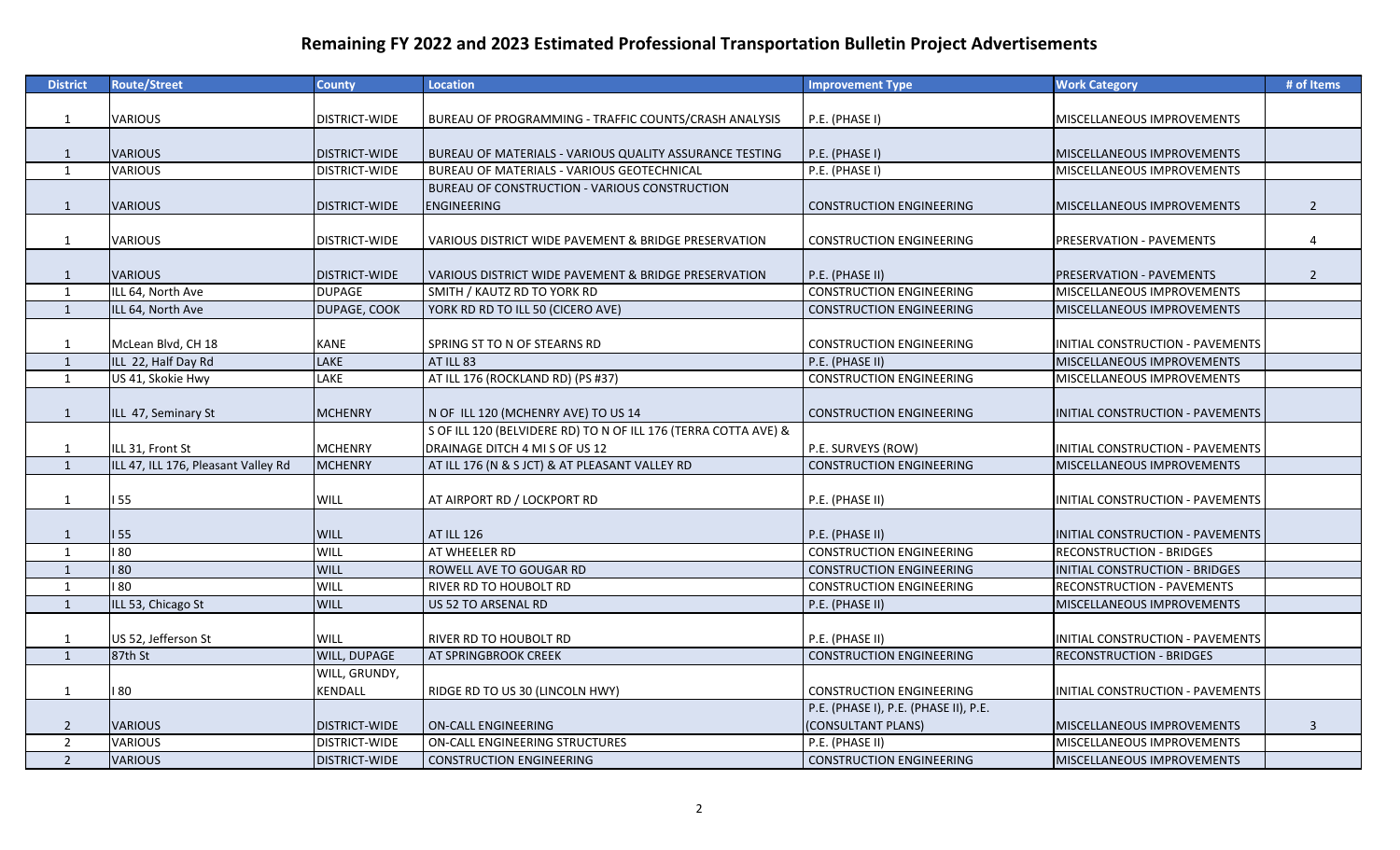# Remaining FY 2022 and 2023 Estimated Professional Transportation Bulletin Project Advertisements

| District | Route/Street | County | Location | Improvement Type | Work Category | # of Items |
|---|---|---|---|---|---|---|
| 1 | VARIOUS | DISTRICT-WIDE | BUREAU OF PROGRAMMING - TRAFFIC COUNTS/CRASH ANALYSIS | P.E. (PHASE I) | MISCELLANEOUS IMPROVEMENTS | |
| 1 | VARIOUS | DISTRICT-WIDE | BUREAU OF MATERIALS - VARIOUS QUALITY ASSURANCE TESTING | P.E. (PHASE I) | MISCELLANEOUS IMPROVEMENTS | |
| 1 | VARIOUS | DISTRICT-WIDE | BUREAU OF MATERIALS - VARIOUS GEOTECHNICAL | P.E. (PHASE I) | MISCELLANEOUS IMPROVEMENTS | |
| 1 | VARIOUS | DISTRICT-WIDE | BUREAU OF CONSTRUCTION - VARIOUS CONSTRUCTION ENGINEERING | CONSTRUCTION ENGINEERING | MISCELLANEOUS IMPROVEMENTS | 2 |
| 1 | VARIOUS | DISTRICT-WIDE | VARIOUS DISTRICT WIDE PAVEMENT & BRIDGE PRESERVATION | CONSTRUCTION ENGINEERING | PRESERVATION - PAVEMENTS | 4 |
| 1 | VARIOUS | DISTRICT-WIDE | VARIOUS DISTRICT WIDE PAVEMENT & BRIDGE PRESERVATION | P.E. (PHASE II) | PRESERVATION - PAVEMENTS | 2 |
| 1 | ILL 64, North Ave | DUPAGE | SMITH / KAUTZ RD TO YORK RD | CONSTRUCTION ENGINEERING | MISCELLANEOUS IMPROVEMENTS | |
| 1 | ILL 64, North Ave | DUPAGE, COOK | YORK RD RD TO ILL 50 (CICERO AVE) | CONSTRUCTION ENGINEERING | MISCELLANEOUS IMPROVEMENTS | |
| 1 | McLean Blvd, CH 18 | KANE | SPRING ST TO N OF STEARNS RD | CONSTRUCTION ENGINEERING | INITIAL CONSTRUCTION - PAVEMENTS | |
| 1 | ILL 22, Half Day Rd | LAKE | AT ILL 83 | P.E. (PHASE II) | MISCELLANEOUS IMPROVEMENTS | |
| 1 | US 41, Skokie Hwy | LAKE | AT ILL 176 (ROCKLAND RD) (PS #37) | CONSTRUCTION ENGINEERING | MISCELLANEOUS IMPROVEMENTS | |
| 1 | ILL 47, Seminary St | MCHENRY | N OF ILL 120 (MCHENRY AVE) TO US 14 | CONSTRUCTION ENGINEERING | INITIAL CONSTRUCTION - PAVEMENTS | |
| 1 | ILL 31, Front St | MCHENRY | S OF ILL 120 (BELVIDERE RD) TO N OF ILL 176 (TERRA COTTA AVE) & DRAINAGE DITCH 4 MI S OF US 12 | P.E. SURVEYS (ROW) | INITIAL CONSTRUCTION - PAVEMENTS | |
| 1 | ILL 47, ILL 176, Pleasant Valley Rd | MCHENRY | AT ILL 176 (N & S JCT) & AT PLEASANT VALLEY RD | CONSTRUCTION ENGINEERING | MISCELLANEOUS IMPROVEMENTS | |
| 1 | I 55 | WILL | AT AIRPORT RD / LOCKPORT RD | P.E. (PHASE II) | INITIAL CONSTRUCTION - PAVEMENTS | |
| 1 | I 55 | WILL | AT ILL 126 | P.E. (PHASE II) | INITIAL CONSTRUCTION - PAVEMENTS | |
| 1 | I 80 | WILL | AT WHEELER RD | CONSTRUCTION ENGINEERING | RECONSTRUCTION - BRIDGES | |
| 1 | I 80 | WILL | ROWELL AVE TO GOUGAR RD | CONSTRUCTION ENGINEERING | INITIAL CONSTRUCTION - BRIDGES | |
| 1 | I 80 | WILL | RIVER RD TO HOUBOLT RD | CONSTRUCTION ENGINEERING | RECONSTRUCTION - PAVEMENTS | |
| 1 | ILL 53, Chicago St | WILL | US 52 TO ARSENAL RD | P.E. (PHASE II) | MISCELLANEOUS IMPROVEMENTS | |
| 1 | US 52, Jefferson St | WILL | RIVER RD TO HOUBOLT RD | P.E. (PHASE II) | INITIAL CONSTRUCTION - PAVEMENTS | |
| 1 | 87th St | WILL, DUPAGE | AT SPRINGBROOK CREEK | CONSTRUCTION ENGINEERING | RECONSTRUCTION - BRIDGES | |
| 1 | I 80 | WILL, GRUNDY, KENDALL | RIDGE RD TO US 30 (LINCOLN HWY) | CONSTRUCTION ENGINEERING | INITIAL CONSTRUCTION - PAVEMENTS | |
| 2 | VARIOUS | DISTRICT-WIDE | ON-CALL ENGINEERING | P.E. (PHASE I), P.E. (PHASE II), P.E. (CONSULTANT PLANS) | MISCELLANEOUS IMPROVEMENTS | 3 |
| 2 | VARIOUS | DISTRICT-WIDE | ON-CALL ENGINEERING STRUCTURES | P.E. (PHASE II) | MISCELLANEOUS IMPROVEMENTS | |
| 2 | VARIOUS | DISTRICT-WIDE | CONSTRUCTION ENGINEERING | CONSTRUCTION ENGINEERING | MISCELLANEOUS IMPROVEMENTS | |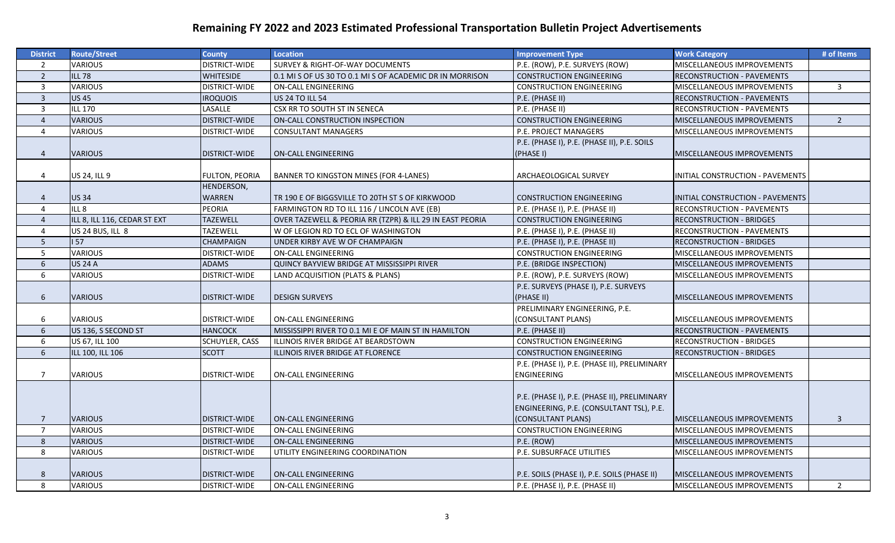# Remaining FY 2022 and 2023 Estimated Professional Transportation Bulletin Project Advertisements

| District | Route/Street | County | Location | Improvement Type | Work Category | # of Items |
|---|---|---|---|---|---|---|
| 2 | VARIOUS | DISTRICT-WIDE | SURVEY & RIGHT-OF-WAY DOCUMENTS | P.E. (ROW), P.E. SURVEYS (ROW) | MISCELLANEOUS IMPROVEMENTS | |
| 2 | ILL 78 | WHITESIDE | 0.1 MI S OF US 30 TO 0.1 MI S OF ACADEMIC DR IN MORRISON | CONSTRUCTION ENGINEERING | RECONSTRUCTION - PAVEMENTS | |
| 3 | VARIOUS | DISTRICT-WIDE | ON-CALL ENGINEERING | CONSTRUCTION ENGINEERING | MISCELLANEOUS IMPROVEMENTS | 3 |
| 3 | US 45 | IROQUOIS | US 24 TO ILL 54 | P.E. (PHASE II) | RECONSTRUCTION - PAVEMENTS | |
| 3 | ILL 170 | LASALLE | CSX RR TO SOUTH ST IN SENECA | P.E. (PHASE II) | RECONSTRUCTION - PAVEMENTS | |
| 4 | VARIOUS | DISTRICT-WIDE | ON-CALL CONSTRUCTION INSPECTION | CONSTRUCTION ENGINEERING | MISCELLANEOUS IMPROVEMENTS | 2 |
| 4 | VARIOUS | DISTRICT-WIDE | CONSULTANT MANAGERS | P.E. PROJECT MANAGERS | MISCELLANEOUS IMPROVEMENTS | |
| 4 | VARIOUS | DISTRICT-WIDE | ON-CALL ENGINEERING | P.E. (PHASE I), P.E. (PHASE II), P.E. SOILS (PHASE I) | MISCELLANEOUS IMPROVEMENTS | |
| 4 | US 24, ILL 9 | FULTON, PEORIA | BANNER TO KINGSTON MINES (FOR 4-LANES) | ARCHAEOLOGICAL SURVEY | INITIAL CONSTRUCTION - PAVEMENTS | |
| 4 | US 34 | HENDERSON, WARREN | TR 190 E OF BIGGSVILLE TO 20TH ST S OF KIRKWOOD | CONSTRUCTION ENGINEERING | INITIAL CONSTRUCTION - PAVEMENTS | |
| 4 | ILL 8 | PEORIA | FARMINGTON RD TO ILL 116 / LINCOLN AVE (EB) | P.E. (PHASE I), P.E. (PHASE II) | RECONSTRUCTION - PAVEMENTS | |
| 4 | ILL 8, ILL 116, CEDAR ST EXT | TAZEWELL | OVER TAZEWELL & PEORIA RR (TZPR) & ILL 29 IN EAST PEORIA | CONSTRUCTION ENGINEERING | RECONSTRUCTION - BRIDGES | |
| 4 | US 24 BUS, ILL 8 | TAZEWELL | W OF LEGION RD TO ECL OF WASHINGTON | P.E. (PHASE I), P.E. (PHASE II) | RECONSTRUCTION - PAVEMENTS | |
| 5 | I 57 | CHAMPAIGN | UNDER KIRBY AVE W OF CHAMPAIGN | P.E. (PHASE I), P.E. (PHASE II) | RECONSTRUCTION - BRIDGES | |
| 5 | VARIOUS | DISTRICT-WIDE | ON-CALL ENGINEERING | CONSTRUCTION ENGINEERING | MISCELLANEOUS IMPROVEMENTS | |
| 6 | US 24 A | ADAMS | QUINCY BAYVIEW BRIDGE AT MISSISSIPPI RIVER | P.E. (BRIDGE INSPECTION) | MISCELLANEOUS IMPROVEMENTS | |
| 6 | VARIOUS | DISTRICT-WIDE | LAND ACQUISITION (PLATS & PLANS) | P.E. (ROW), P.E. SURVEYS (ROW) | MISCELLANEOUS IMPROVEMENTS | |
| 6 | VARIOUS | DISTRICT-WIDE | DESIGN SURVEYS | P.E. SURVEYS (PHASE I), P.E. SURVEYS (PHASE II) | MISCELLANEOUS IMPROVEMENTS | |
| 6 | VARIOUS | DISTRICT-WIDE | ON-CALL ENGINEERING | PRELIMINARY ENGINEERING, P.E. (CONSULTANT PLANS) | MISCELLANEOUS IMPROVEMENTS | |
| 6 | US 136, S SECOND ST | HANCOCK | MISSISSIPPI RIVER TO 0.1 MI E OF MAIN ST IN HAMILTON | P.E. (PHASE II) | RECONSTRUCTION - PAVEMENTS | |
| 6 | US 67, ILL 100 | SCHUYLER, CASS | ILLINOIS RIVER BRIDGE AT BEARDSTOWN | CONSTRUCTION ENGINEERING | RECONSTRUCTION - BRIDGES | |
| 6 | ILL 100, ILL 106 | SCOTT | ILLINOIS RIVER BRIDGE AT FLORENCE | CONSTRUCTION ENGINEERING | RECONSTRUCTION - BRIDGES | |
| 7 | VARIOUS | DISTRICT-WIDE | ON-CALL ENGINEERING | P.E. (PHASE I), P.E. (PHASE II), PRELIMINARY ENGINEERING | MISCELLANEOUS IMPROVEMENTS | |
| 7 | VARIOUS | DISTRICT-WIDE | ON-CALL ENGINEERING | P.E. (PHASE I), P.E. (PHASE II), PRELIMINARY ENGINEERING, P.E. (CONSULTANT TSL), P.E. (CONSULTANT PLANS) | MISCELLANEOUS IMPROVEMENTS | 3 |
| 7 | VARIOUS | DISTRICT-WIDE | ON-CALL ENGINEERING | CONSTRUCTION ENGINEERING | MISCELLANEOUS IMPROVEMENTS | |
| 8 | VARIOUS | DISTRICT-WIDE | ON-CALL ENGINEERING | P.E. (ROW) | MISCELLANEOUS IMPROVEMENTS | |
| 8 | VARIOUS | DISTRICT-WIDE | UTILITY ENGINEERING COORDINATION | P.E. SUBSURFACE UTILITIES | MISCELLANEOUS IMPROVEMENTS | |
| 8 | VARIOUS | DISTRICT-WIDE | ON-CALL ENGINEERING | P.E. SOILS (PHASE I), P.E. SOILS (PHASE II) | MISCELLANEOUS IMPROVEMENTS | |
| 8 | VARIOUS | DISTRICT-WIDE | ON-CALL ENGINEERING | P.E. (PHASE I), P.E. (PHASE II) | MISCELLANEOUS IMPROVEMENTS | 2 |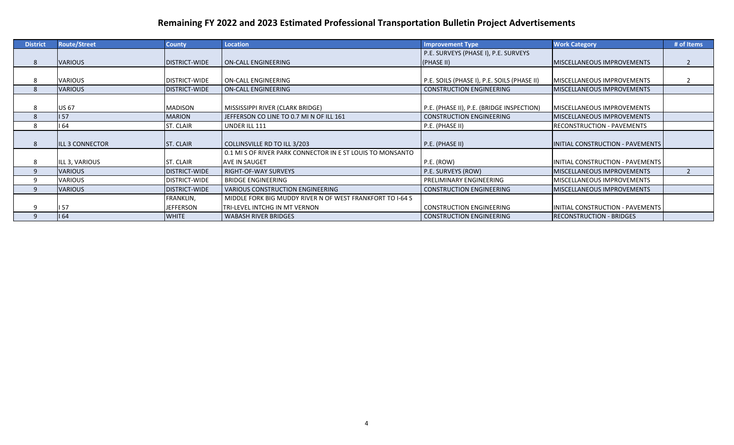# Remaining FY 2022 and 2023 Estimated Professional Transportation Bulletin Project Advertisements

| District | Route/Street | County | Location | Improvement Type | Work Category | # of Items |
|---|---|---|---|---|---|---|
| 8 | VARIOUS | DISTRICT-WIDE | ON-CALL ENGINEERING | P.E. SURVEYS (PHASE I), P.E. SURVEYS (PHASE II) | MISCELLANEOUS IMPROVEMENTS | 2 |
| 8 | VARIOUS | DISTRICT-WIDE | ON-CALL ENGINEERING | P.E. SOILS (PHASE I), P.E. SOILS (PHASE II) | MISCELLANEOUS IMPROVEMENTS | 2 |
| 8 | VARIOUS | DISTRICT-WIDE | ON-CALL ENGINEERING | CONSTRUCTION ENGINEERING | MISCELLANEOUS IMPROVEMENTS | |
| 8 | US 67 | MADISON | MISSISSIPPI RIVER (CLARK BRIDGE) | P.E. (PHASE II), P.E. (BRIDGE INSPECTION) | MISCELLANEOUS IMPROVEMENTS | |
| 8 | I 57 | MARION | JEFFERSON CO LINE TO 0.7 MI N OF ILL 161 | CONSTRUCTION ENGINEERING | MISCELLANEOUS IMPROVEMENTS | |
| 8 | I 64 | ST. CLAIR | UNDER ILL 111 | P.E. (PHASE II) | RECONSTRUCTION - PAVEMENTS | |
| 8 | ILL 3 CONNECTOR | ST. CLAIR | COLLINSVILLE RD TO ILL 3/203 | P.E. (PHASE II) | INITIAL CONSTRUCTION - PAVEMENTS | |
| 8 | ILL 3, VARIOUS | ST. CLAIR | 0.1 MI S OF RIVER PARK CONNECTOR IN E ST LOUIS TO MONSANTO AVE IN SAUGET | P.E. (ROW) | INITIAL CONSTRUCTION - PAVEMENTS | |
| 9 | VARIOUS | DISTRICT-WIDE | RIGHT-OF-WAY SURVEYS | P.E. SURVEYS (ROW) | MISCELLANEOUS IMPROVEMENTS | 2 |
| 9 | VARIOUS | DISTRICT-WIDE | BRIDGE ENGINEERING | PRELIMINARY ENGINEERING | MISCELLANEOUS IMPROVEMENTS | |
| 9 | VARIOUS | DISTRICT-WIDE | VARIOUS CONSTRUCTION ENGINEERING | CONSTRUCTION ENGINEERING | MISCELLANEOUS IMPROVEMENTS | |
| 9 | I 57 | FRANKLIN, JEFFERSON | MIDDLE FORK BIG MUDDY RIVER N OF WEST FRANKFORT TO I-64 S TRI-LEVEL INTCHG IN MT VERNON | CONSTRUCTION ENGINEERING | INITIAL CONSTRUCTION - PAVEMENTS | |
| 9 | I 64 | WHITE | WABASH RIVER BRIDGES | CONSTRUCTION ENGINEERING | RECONSTRUCTION - BRIDGES | |